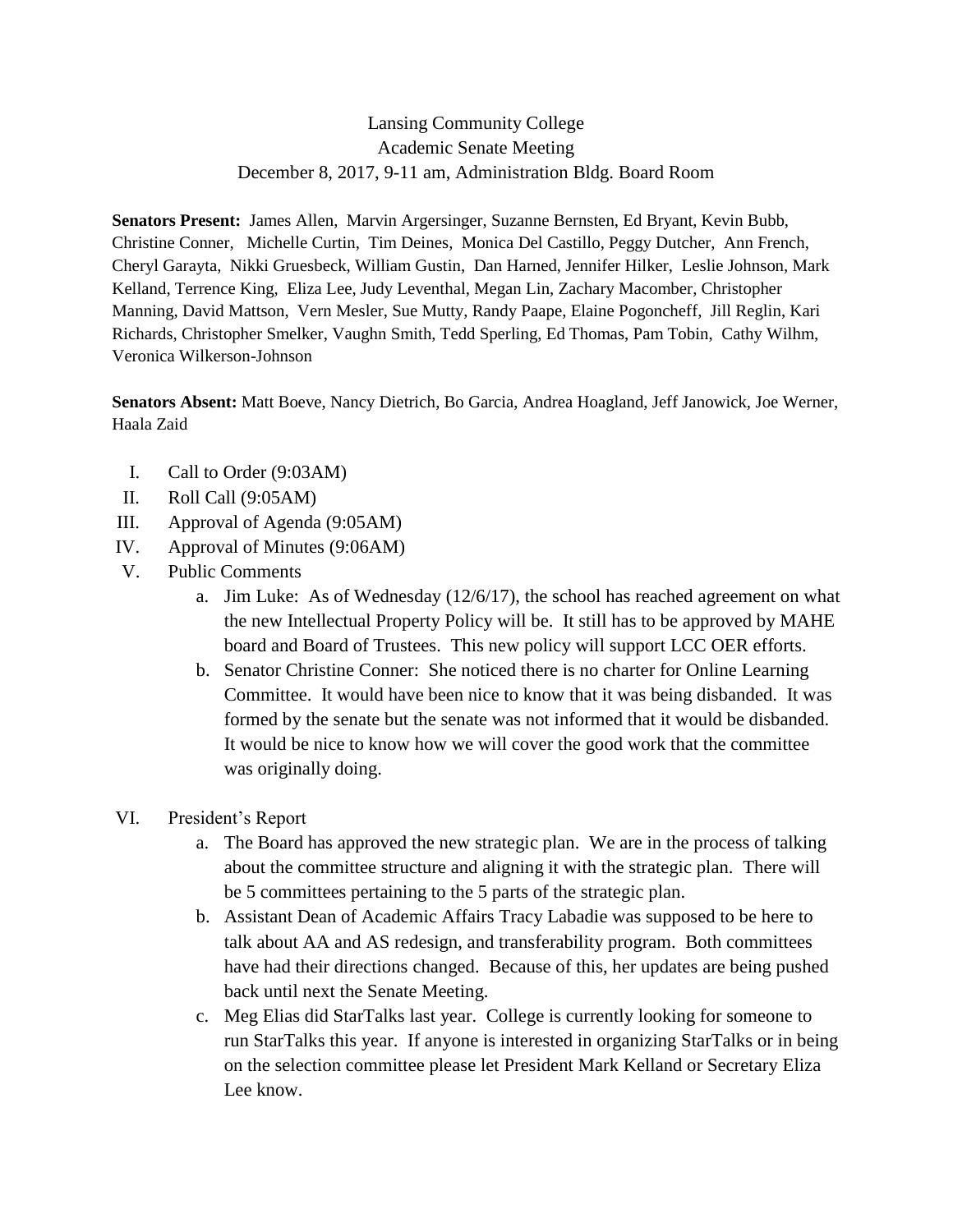Lansing Community College
Academic Senate Meeting
December 8, 2017, 9-11 am, Administration Bldg. Board Room

**Senators Present:** James Allen, Marvin Argersinger, Suzanne Bernsten, Ed Bryant, Kevin Bubb, Christine Conner, Michelle Curtin, Tim Deines, Monica Del Castillo, Peggy Dutcher, Ann French, Cheryl Garayta, Nikki Gruesbeck, William Gustin, Dan Harned, Jennifer Hilker, Leslie Johnson, Mark Kelland, Terrence King, Eliza Lee, Judy Leventhal, Megan Lin, Zachary Macomber, Christopher Manning, David Mattson, Vern Mesler, Sue Mutty, Randy Paape, Elaine Pogoncheff, Jill Reglin, Kari Richards, Christopher Smelker, Vaughn Smith, Tedd Sperling, Ed Thomas, Pam Tobin, Cathy Wilhm, Veronica Wilkerson-Johnson

**Senators Absent:** Matt Boeve, Nancy Dietrich, Bo Garcia, Andrea Hoagland, Jeff Janowick, Joe Werner, Haala Zaid

I. Call to Order (9:03AM)
II. Roll Call (9:05AM)
III. Approval of Agenda (9:05AM)
IV. Approval of Minutes (9:06AM)
V. Public Comments
   a. Jim Luke: As of Wednesday (12/6/17), the school has reached agreement on what the new Intellectual Property Policy will be. It still has to be approved by MAHE board and Board of Trustees. This new policy will support LCC OER efforts.
   b. Senator Christine Conner: She noticed there is no charter for Online Learning Committee. It would have been nice to know that it was being disbanded. It was formed by the senate but the senate was not informed that it would be disbanded. It would be nice to know how we will cover the good work that the committee was originally doing.

VI. President's Report
   a. The Board has approved the new strategic plan. We are in the process of talking about the committee structure and aligning it with the strategic plan. There will be 5 committees pertaining to the 5 parts of the strategic plan.
   b. Assistant Dean of Academic Affairs Tracy Labadie was supposed to be here to talk about AA and AS redesign, and transferability program. Both committees have had their directions changed. Because of this, her updates are being pushed back until next the Senate Meeting.
   c. Meg Elias did StarTalks last year. College is currently looking for someone to run StarTalks this year. If anyone is interested in organizing StarTalks or in being on the selection committee please let President Mark Kelland or Secretary Eliza Lee know.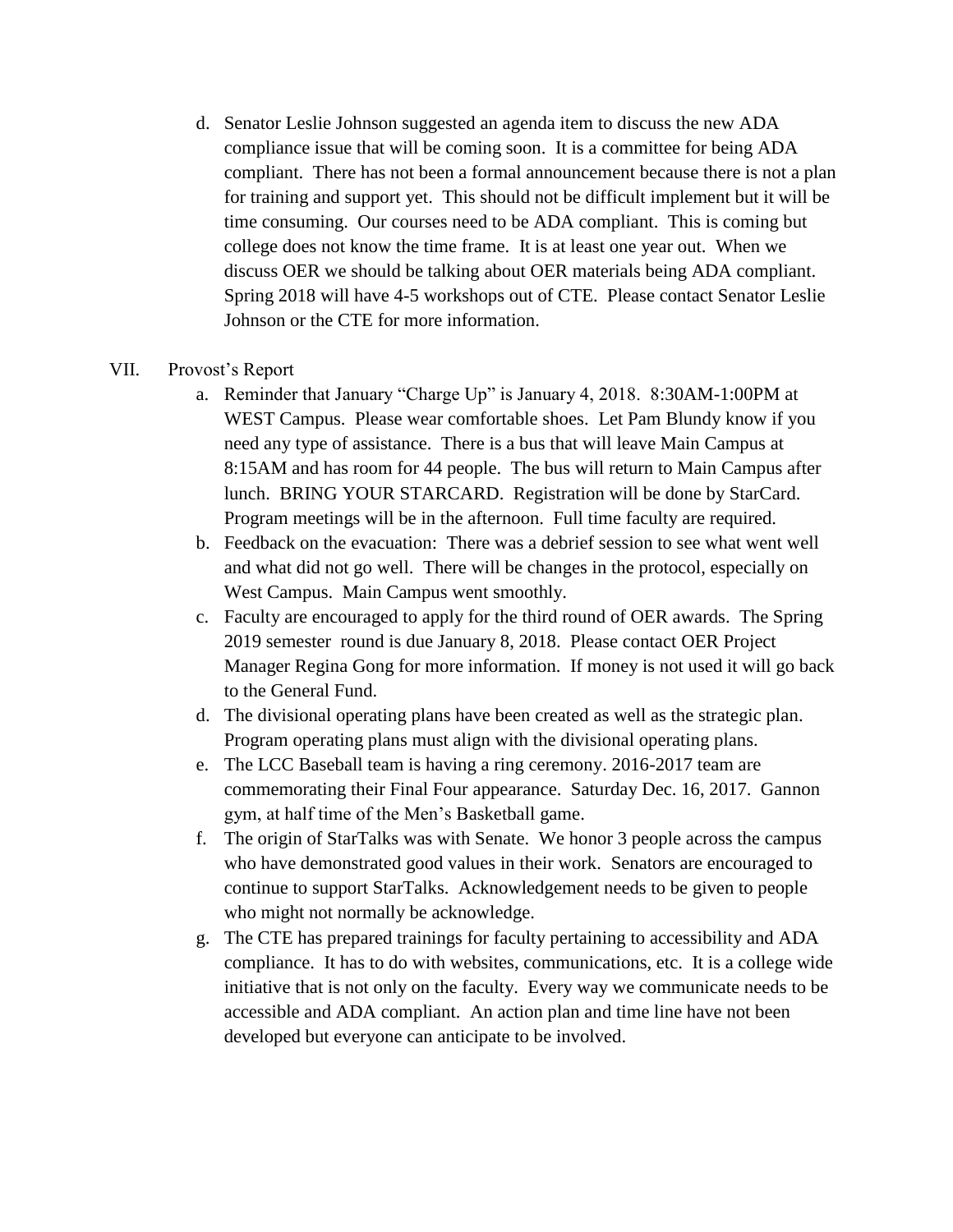d. Senator Leslie Johnson suggested an agenda item to discuss the new ADA compliance issue that will be coming soon. It is a committee for being ADA compliant. There has not been a formal announcement because there is not a plan for training and support yet. This should not be difficult implement but it will be time consuming. Our courses need to be ADA compliant. This is coming but college does not know the time frame. It is at least one year out. When we discuss OER we should be talking about OER materials being ADA compliant. Spring 2018 will have 4-5 workshops out of CTE. Please contact Senator Leslie Johnson or the CTE for more information.

VII. Provost's Report

a. Reminder that January "Charge Up" is January 4, 2018. 8:30AM-1:00PM at WEST Campus. Please wear comfortable shoes. Let Pam Blundy know if you need any type of assistance. There is a bus that will leave Main Campus at 8:15AM and has room for 44 people. The bus will return to Main Campus after lunch. BRING YOUR STARCARD. Registration will be done by StarCard. Program meetings will be in the afternoon. Full time faculty are required.

b. Feedback on the evacuation: There was a debrief session to see what went well and what did not go well. There will be changes in the protocol, especially on West Campus. Main Campus went smoothly.

c. Faculty are encouraged to apply for the third round of OER awards. The Spring 2019 semester round is due January 8, 2018. Please contact OER Project Manager Regina Gong for more information. If money is not used it will go back to the General Fund.

d. The divisional operating plans have been created as well as the strategic plan. Program operating plans must align with the divisional operating plans.

e. The LCC Baseball team is having a ring ceremony. 2016-2017 team are commemorating their Final Four appearance. Saturday Dec. 16, 2017. Gannon gym, at half time of the Men's Basketball game.

f. The origin of StarTalks was with Senate. We honor 3 people across the campus who have demonstrated good values in their work. Senators are encouraged to continue to support StarTalks. Acknowledgement needs to be given to people who might not normally be acknowledge.

g. The CTE has prepared trainings for faculty pertaining to accessibility and ADA compliance. It has to do with websites, communications, etc. It is a college wide initiative that is not only on the faculty. Every way we communicate needs to be accessible and ADA compliant. An action plan and time line have not been developed but everyone can anticipate to be involved.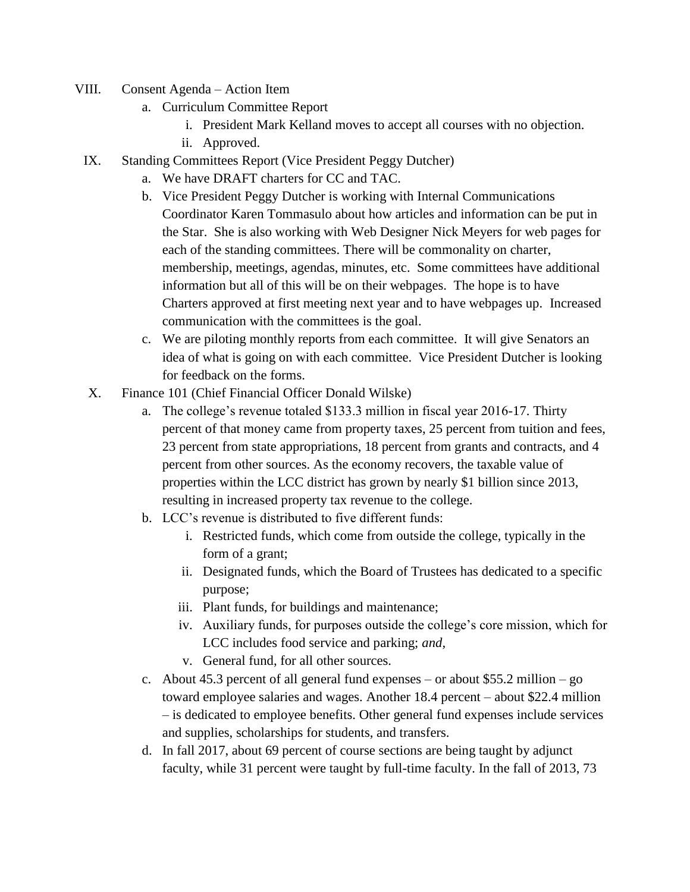VIII. Consent Agenda – Action Item
   a. Curriculum Committee Report
      i. President Mark Kelland moves to accept all courses with no objection.
      ii. Approved.

IX. Standing Committees Report (Vice President Peggy Dutcher)
   a. We have DRAFT charters for CC and TAC.
   b. Vice President Peggy Dutcher is working with Internal Communications Coordinator Karen Tommasulo about how articles and information can be put in the Star. She is also working with Web Designer Nick Meyers for web pages for each of the standing committees. There will be commonality on charter, membership, meetings, agendas, minutes, etc. Some committees have additional information but all of this will be on their webpages. The hope is to have Charters approved at first meeting next year and to have webpages up. Increased communication with the committees is the goal.
   c. We are piloting monthly reports from each committee. It will give Senators an idea of what is going on with each committee. Vice President Dutcher is looking for feedback on the forms.

X. Finance 101 (Chief Financial Officer Donald Wilske)
   a. The college's revenue totaled $133.3 million in fiscal year 2016-17. Thirty percent of that money came from property taxes, 25 percent from tuition and fees, 23 percent from state appropriations, 18 percent from grants and contracts, and 4 percent from other sources. As the economy recovers, the taxable value of properties within the LCC district has grown by nearly $1 billion since 2013, resulting in increased property tax revenue to the college.
   b. LCC's revenue is distributed to five different funds:
      i. Restricted funds, which come from outside the college, typically in the form of a grant;
      ii. Designated funds, which the Board of Trustees has dedicated to a specific purpose;
      iii. Plant funds, for buildings and maintenance;
      iv. Auxiliary funds, for purposes outside the college's core mission, which for LCC includes food service and parking; *and*,
      v. General fund, for all other sources.
   c. About 45.3 percent of all general fund expenses – or about $55.2 million – go toward employee salaries and wages. Another 18.4 percent – about $22.4 million – is dedicated to employee benefits. Other general fund expenses include services and supplies, scholarships for students, and transfers.
   d. In fall 2017, about 69 percent of course sections are being taught by adjunct faculty, while 31 percent were taught by full-time faculty. In the fall of 2013, 73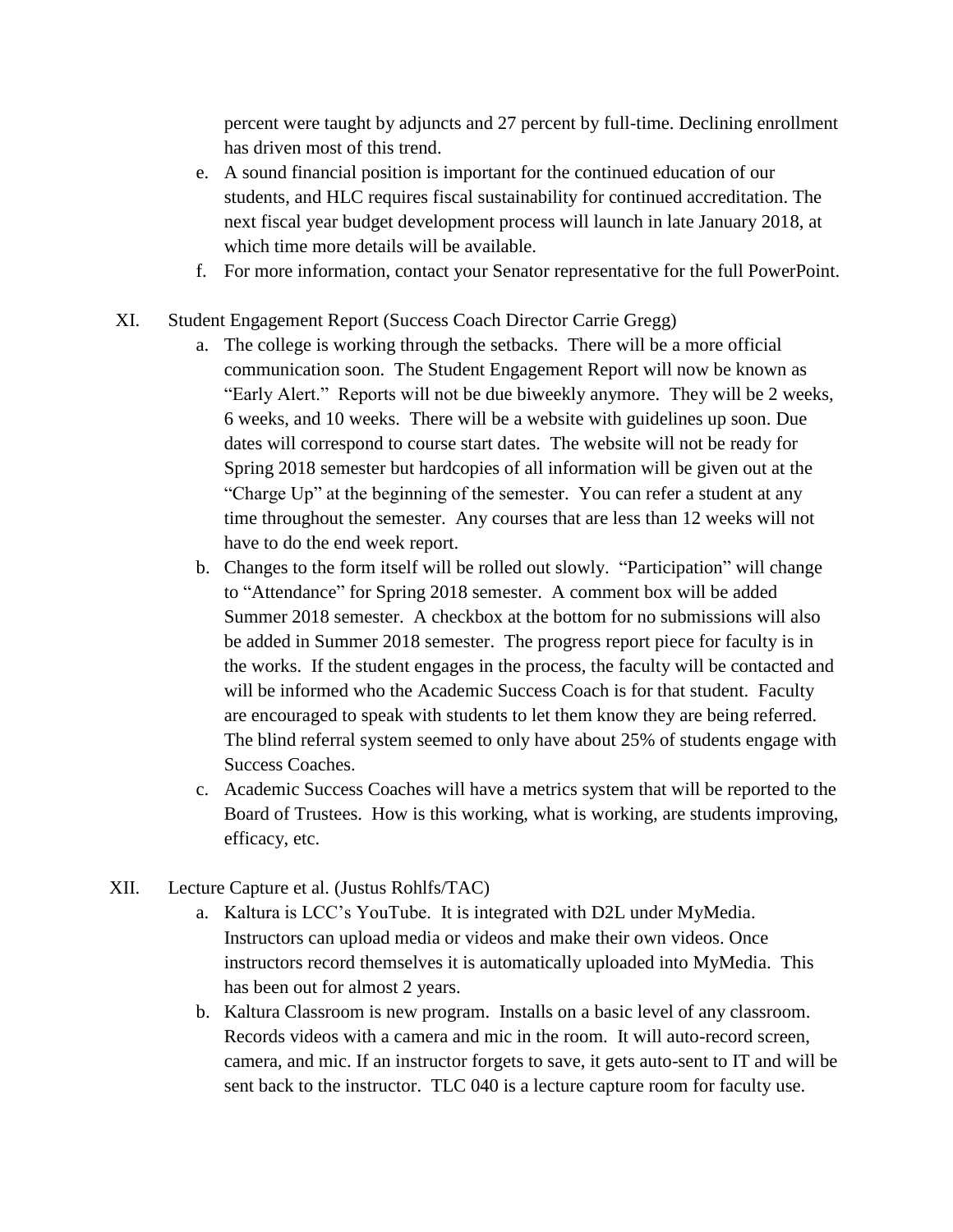percent were taught by adjuncts and 27 percent by full-time. Declining enrollment has driven most of this trend.

e. A sound financial position is important for the continued education of our students, and HLC requires fiscal sustainability for continued accreditation. The next fiscal year budget development process will launch in late January 2018, at which time more details will be available.
f. For more information, contact your Senator representative for the full PowerPoint.

XI. Student Engagement Report (Success Coach Director Carrie Gregg)

a. The college is working through the setbacks. There will be a more official communication soon. The Student Engagement Report will now be known as "Early Alert." Reports will not be due biweekly anymore. They will be 2 weeks, 6 weeks, and 10 weeks. There will be a website with guidelines up soon. Due dates will correspond to course start dates. The website will not be ready for Spring 2018 semester but hardcopies of all information will be given out at the "Charge Up" at the beginning of the semester. You can refer a student at any time throughout the semester. Any courses that are less than 12 weeks will not have to do the end week report.
b. Changes to the form itself will be rolled out slowly. "Participation" will change to "Attendance" for Spring 2018 semester. A comment box will be added Summer 2018 semester. A checkbox at the bottom for no submissions will also be added in Summer 2018 semester. The progress report piece for faculty is in the works. If the student engages in the process, the faculty will be contacted and will be informed who the Academic Success Coach is for that student. Faculty are encouraged to speak with students to let them know they are being referred. The blind referral system seemed to only have about 25% of students engage with Success Coaches.
c. Academic Success Coaches will have a metrics system that will be reported to the Board of Trustees. How is this working, what is working, are students improving, efficacy, etc.

XII. Lecture Capture et al. (Justus Rohlfs/TAC)

a. Kaltura is LCC's YouTube. It is integrated with D2L under MyMedia. Instructors can upload media or videos and make their own videos. Once instructors record themselves it is automatically uploaded into MyMedia. This has been out for almost 2 years.
b. Kaltura Classroom is new program. Installs on a basic level of any classroom. Records videos with a camera and mic in the room. It will auto-record screen, camera, and mic. If an instructor forgets to save, it gets auto-sent to IT and will be sent back to the instructor. TLC 040 is a lecture capture room for faculty use.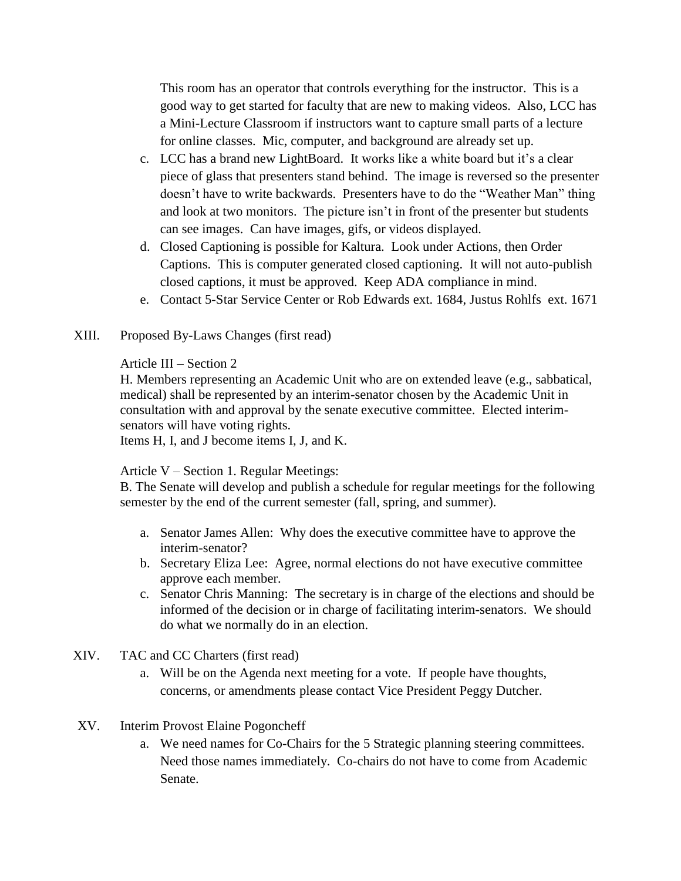This room has an operator that controls everything for the instructor. This is a good way to get started for faculty that are new to making videos. Also, LCC has a Mini-Lecture Classroom if instructors want to capture small parts of a lecture for online classes. Mic, computer, and background are already set up.

c. LCC has a brand new LightBoard. It works like a white board but it's a clear piece of glass that presenters stand behind. The image is reversed so the presenter doesn't have to write backwards. Presenters have to do the "Weather Man" thing and look at two monitors. The picture isn't in front of the presenter but students can see images. Can have images, gifs, or videos displayed.

d. Closed Captioning is possible for Kaltura. Look under Actions, then Order Captions. This is computer generated closed captioning. It will not auto-publish closed captions, it must be approved. Keep ADA compliance in mind.

e. Contact 5-Star Service Center or Rob Edwards ext. 1684, Justus Rohlfs ext. 1671

XIII. Proposed By-Laws Changes (first read)

Article III – Section 2

H. Members representing an Academic Unit who are on extended leave (e.g., sabbatical, medical) shall be represented by an interim-senator chosen by the Academic Unit in consultation with and approval by the senate executive committee. Elected interim-senators will have voting rights.

Items H, I, and J become items I, J, and K.

Article V – Section 1. Regular Meetings:

B. The Senate will develop and publish a schedule for regular meetings for the following semester by the end of the current semester (fall, spring, and summer).

a. Senator James Allen: Why does the executive committee have to approve the interim-senator?

b. Secretary Eliza Lee: Agree, normal elections do not have executive committee approve each member.

c. Senator Chris Manning: The secretary is in charge of the elections and should be informed of the decision or in charge of facilitating interim-senators. We should do what we normally do in an election.

XIV. TAC and CC Charters (first read)

a. Will be on the Agenda next meeting for a vote. If people have thoughts, concerns, or amendments please contact Vice President Peggy Dutcher.

XV. Interim Provost Elaine Pogoncheff

a. We need names for Co-Chairs for the 5 Strategic planning steering committees. Need those names immediately. Co-chairs do not have to come from Academic Senate.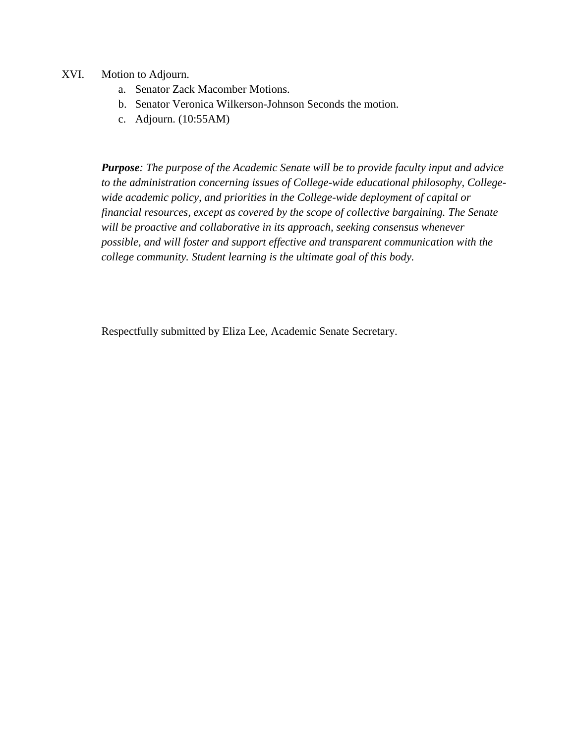XVI. Motion to Adjourn.

a. Senator Zack Macomber Motions.
b. Senator Veronica Wilkerson-Johnson Seconds the motion.
c. Adjourn. (10:55AM)

***Purpose****: The purpose of the Academic Senate will be to provide faculty input and advice to the administration concerning issues of College-wide educational philosophy, College-wide academic policy, and priorities in the College-wide deployment of capital or financial resources, except as covered by the scope of collective bargaining. The Senate will be proactive and collaborative in its approach, seeking consensus whenever possible, and will foster and support effective and transparent communication with the college community. Student learning is the ultimate goal of this body.*

Respectfully submitted by Eliza Lee, Academic Senate Secretary.